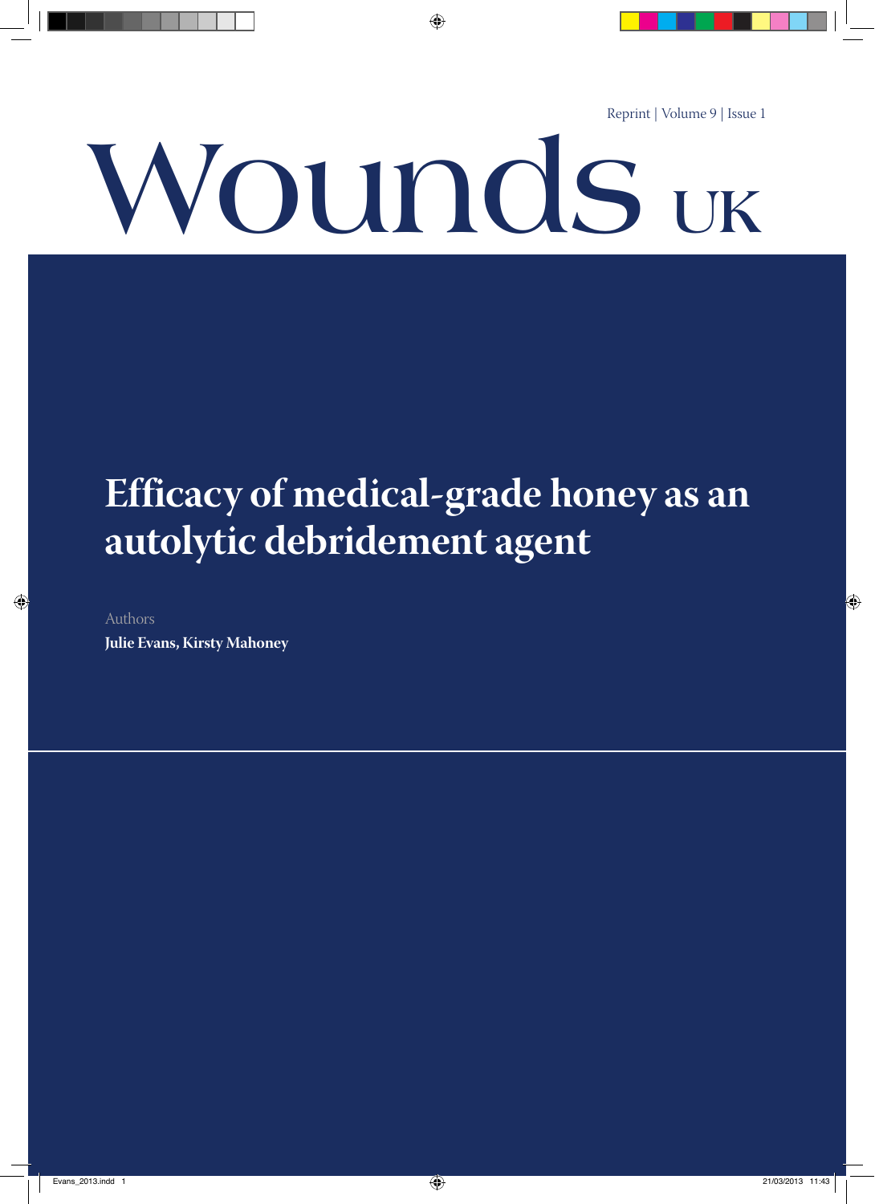Reprint | Volume 9 | Issue 1

# Wounds UK

## Efficacy of medical-grade honey as an autolytic debridement agent

Authors

**Julie Evans, Kirsty Mahoney**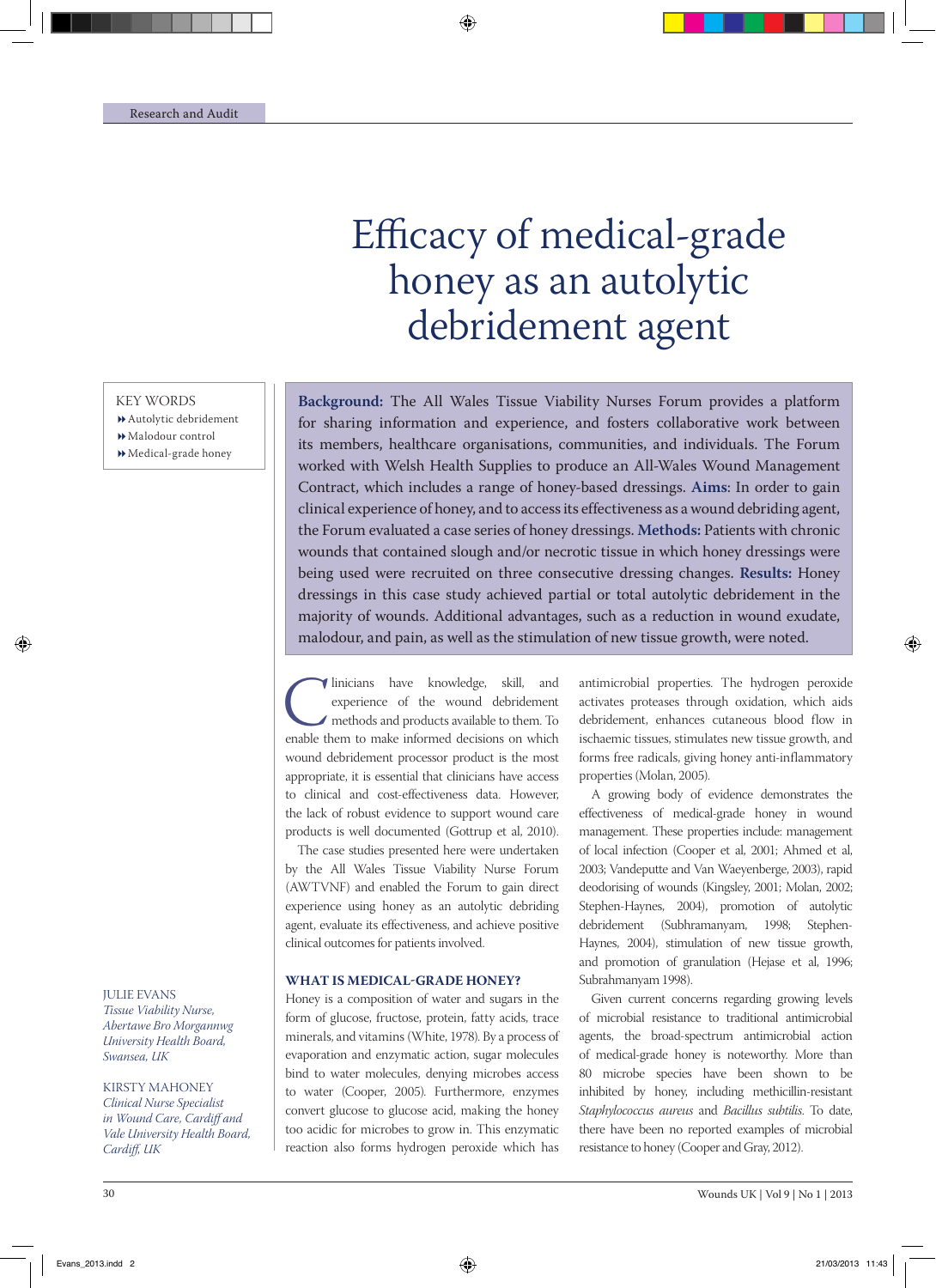Research and Audit

# Efficacy of medical-grade honey as an autolytic debridement agent

KEY WORDS

- Autolytic debridement
- Malodour control
- Medical-grade honey

**Background:** The All Wales Tissue Viability Nurses Forum provides a platform for sharing information and experience, and fosters collaborative work between its members, healthcare organisations, communities, and individuals. The Forum worked with Welsh Health Supplies to produce an All-Wales Wound Management Contract, which includes a range of honey-based dressings. **Aims:** In order to gain clinical experience of honey, and to access its effectiveness as a wound debriding agent, the Forum evaluated a case series of honey dressings. **Methods:** Patients with chronic wounds that contained slough and/or necrotic tissue in which honey dressings were being used were recruited on three consecutive dressing changes. **Results:** Honey dressings in this case study achieved partial or total autolytic debridement in the majority of wounds. Additional advantages, such as a reduction in wound exudate, malodour, and pain, as well as the stimulation of new tissue growth, were noted.

JULIE EVANS
*Tissue Viability Nurse, Abertawe Bro Morgannwg University Health Board, Swansea, UK*

KIRSTY MAHONEY
*Clinical Nurse Specialist in Wound Care, Cardiff and Vale University Health Board, Cardiff, UK*

Clinicians have knowledge, skill, and experience of the wound debridement methods and products available to them. To enable them to make informed decisions on which wound debridement processor product is the most appropriate, it is essential that clinicians have access to clinical and cost-effectiveness data. However, the lack of robust evidence to support wound care products is well documented (Gottrup et al, 2010).

The case studies presented here were undertaken by the All Wales Tissue Viability Nurse Forum (AWTVNF) and enabled the Forum to gain direct experience using honey as an autolytic debriding agent, evaluate its effectiveness, and achieve positive clinical outcomes for patients involved.

## WHAT IS MEDICAL-GRADE HONEY?

Honey is a composition of water and sugars in the form of glucose, fructose, protein, fatty acids, trace minerals, and vitamins (White, 1978). By a process of evaporation and enzymatic action, sugar molecules bind to water molecules, denying microbes access to water (Cooper, 2005). Furthermore, enzymes convert glucose to glucose acid, making the honey too acidic for microbes to grow in. This enzymatic reaction also forms hydrogen peroxide which has antimicrobial properties. The hydrogen peroxide activates proteases through oxidation, which aids debridement, enhances cutaneous blood flow in ischaemic tissues, stimulates new tissue growth, and forms free radicals, giving honey anti-inflammatory properties (Molan, 2005).

A growing body of evidence demonstrates the effectiveness of medical-grade honey in wound management. These properties include: management of local infection (Cooper et al, 2001; Ahmed et al, 2003; Vandeputte and Van Waeyenberge, 2003), rapid deodorising of wounds (Kingsley, 2001; Molan, 2002; Stephen-Haynes, 2004), promotion of autolytic debridement (Subhramanyam, 1998; Stephen-Haynes, 2004), stimulation of new tissue growth, and promotion of granulation (Hejase et al, 1996; Subrahmanyam 1998).

Given current concerns regarding growing levels of microbial resistance to traditional antimicrobial agents, the broad-spectrum antimicrobial action of medical-grade honey is noteworthy. More than 80 microbe species have been shown to be inhibited by honey, including methicillin-resistant *Staphylococcus aureus* and *Bacillus subtilis.* To date, there have been no reported examples of microbial resistance to honey (Cooper and Gray, 2012).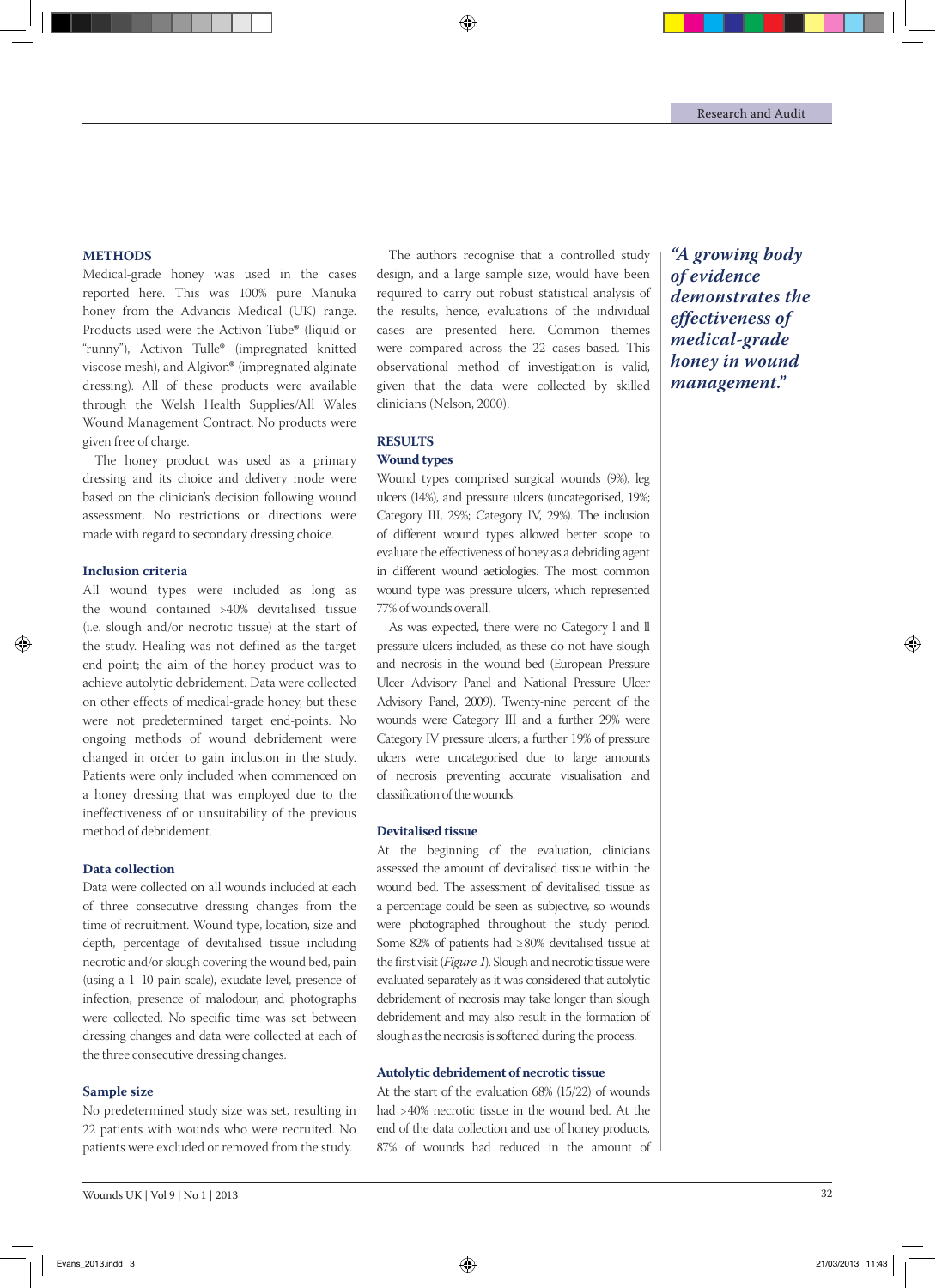## METHODS

Medical-grade honey was used in the cases reported here. This was 100% pure Manuka honey from the Advancis Medical (UK) range. Products used were the Activon Tube® (liquid or "runny"), Activon Tulle® (impregnated knitted viscose mesh), and Algivon® (impregnated alginate dressing). All of these products were available through the Welsh Health Supplies/All Wales Wound Management Contract. No products were given free of charge.

The honey product was used as a primary dressing and its choice and delivery mode were based on the clinician's decision following wound assessment. No restrictions or directions were made with regard to secondary dressing choice.

### Inclusion criteria

All wound types were included as long as the wound contained >40% devitalised tissue (i.e. slough and/or necrotic tissue) at the start of the study. Healing was not defined as the target end point; the aim of the honey product was to achieve autolytic debridement. Data were collected on other effects of medical-grade honey, but these were not predetermined target end-points. No ongoing methods of wound debridement were changed in order to gain inclusion in the study. Patients were only included when commenced on a honey dressing that was employed due to the ineffectiveness of or unsuitability of the previous method of debridement.

### Data collection

Data were collected on all wounds included at each of three consecutive dressing changes from the time of recruitment. Wound type, location, size and depth, percentage of devitalised tissue including necrotic and/or slough covering the wound bed, pain (using a 1–10 pain scale), exudate level, presence of infection, presence of malodour, and photographs were collected. No specific time was set between dressing changes and data were collected at each of the three consecutive dressing changes.

### Sample size

No predetermined study size was set, resulting in 22 patients with wounds who were recruited. No patients were excluded or removed from the study.

The authors recognise that a controlled study design, and a large sample size, would have been required to carry out robust statistical analysis of the results, hence, evaluations of the individual cases are presented here. Common themes were compared across the 22 cases based. This observational method of investigation is valid, given that the data were collected by skilled clinicians (Nelson, 2000).

## RESULTS

### Wound types

Wound types comprised surgical wounds (9%), leg ulcers (14%), and pressure ulcers (uncategorised, 19%; Category III, 29%; Category IV, 29%). The inclusion of different wound types allowed better scope to evaluate the effectiveness of honey as a debriding agent in different wound aetiologies. The most common wound type was pressure ulcers, which represented 77% of wounds overall.

As was expected, there were no Category I and II pressure ulcers included, as these do not have slough and necrosis in the wound bed (European Pressure Ulcer Advisory Panel and National Pressure Ulcer Advisory Panel, 2009). Twenty-nine percent of the wounds were Category III and a further 29% were Category IV pressure ulcers; a further 19% of pressure ulcers were uncategorised due to large amounts of necrosis preventing accurate visualisation and classification of the wounds.

### Devitalised tissue

At the beginning of the evaluation, clinicians assessed the amount of devitalised tissue within the wound bed. The assessment of devitalised tissue as a percentage could be seen as subjective, so wounds were photographed throughout the study period. Some 82% of patients had ≥80% devitalised tissue at the first visit (*Figure 1*). Slough and necrotic tissue were evaluated separately as it was considered that autolytic debridement of necrosis may take longer than slough debridement and may also result in the formation of slough as the necrosis is softened during the process.

### Autolytic debridement of necrotic tissue

At the start of the evaluation 68% (15/22) of wounds had >40% necrotic tissue in the wound bed. At the end of the data collection and use of honey products, 87% of wounds had reduced in the amount of

*"A growing body of evidence demonstrates the effectiveness of medical-grade honey in wound management."*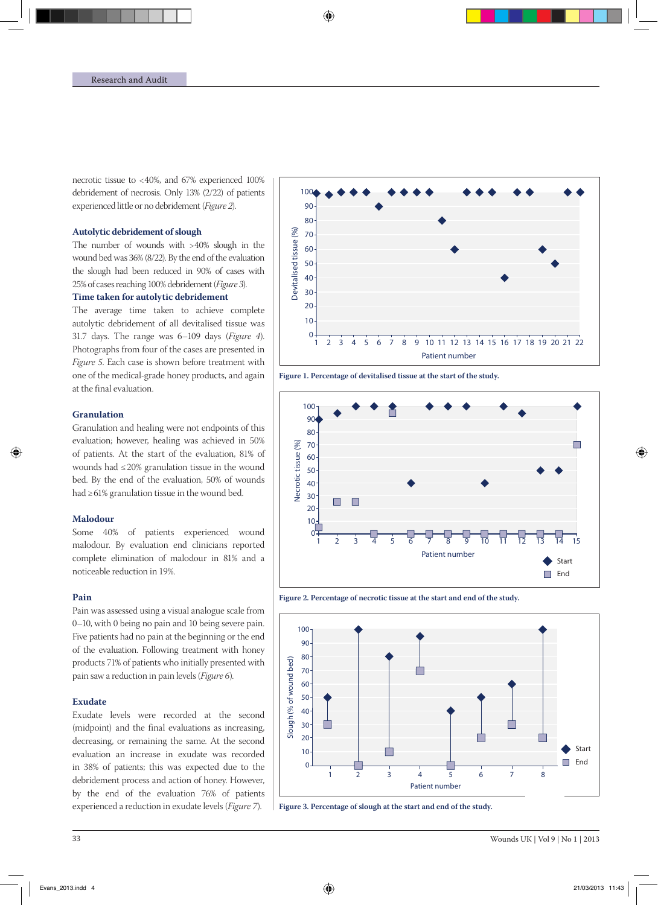necrotic tissue to <40%, and 67% experienced 100% debridement of necrosis. Only 13% (2/22) of patients experienced little or no debridement (*Figure 2*).

### Autolytic debridement of slough

The number of wounds with >40% slough in the wound bed was 36% (8/22). By the end of the evaluation the slough had been reduced in 90% of cases with 25% of cases reaching 100% debridement (*Figure 3*).

### Time taken for autolytic debridement

The average time taken to achieve complete autolytic debridement of all devitalised tissue was 31.7 days. The range was 6–109 days (*Figure 4*). Photographs from four of the cases are presented in *Figure 5*. Each case is shown before treatment with one of the medical-grade honey products, and again at the final evaluation.

### Granulation

Granulation and healing were not endpoints of this evaluation; however, healing was achieved in 50% of patients. At the start of the evaluation, 81% of wounds had ≤20% granulation tissue in the wound bed. By the end of the evaluation, 50% of wounds had ≥61% granulation tissue in the wound bed.

### Malodour

Some 40% of patients experienced wound malodour. By evaluation end clinicians reported complete elimination of malodour in 81% and a noticeable reduction in 19%.

### Pain

Pain was assessed using a visual analogue scale from 0–10, with 0 being no pain and 10 being severe pain. Five patients had no pain at the beginning or the end of the evaluation. Following treatment with honey products 71% of patients who initially presented with pain saw a reduction in pain levels (*Figure 6*).

### Exudate

Exudate levels were recorded at the second (midpoint) and the final evaluations as increasing, decreasing, or remaining the same. At the second evaluation an increase in exudate was recorded in 38% of patients; this was expected due to the debridement process and action of honey. However, by the end of the evaluation 76% of patients experienced a reduction in exudate levels (*Figure 7*).

**Figure 1. Percentage of devitalised tissue at the start of the study.**

**Figure 2. Percentage of necrotic tissue at the start and end of the study.**

**Figure 3. Percentage of slough at the start and end of the study.**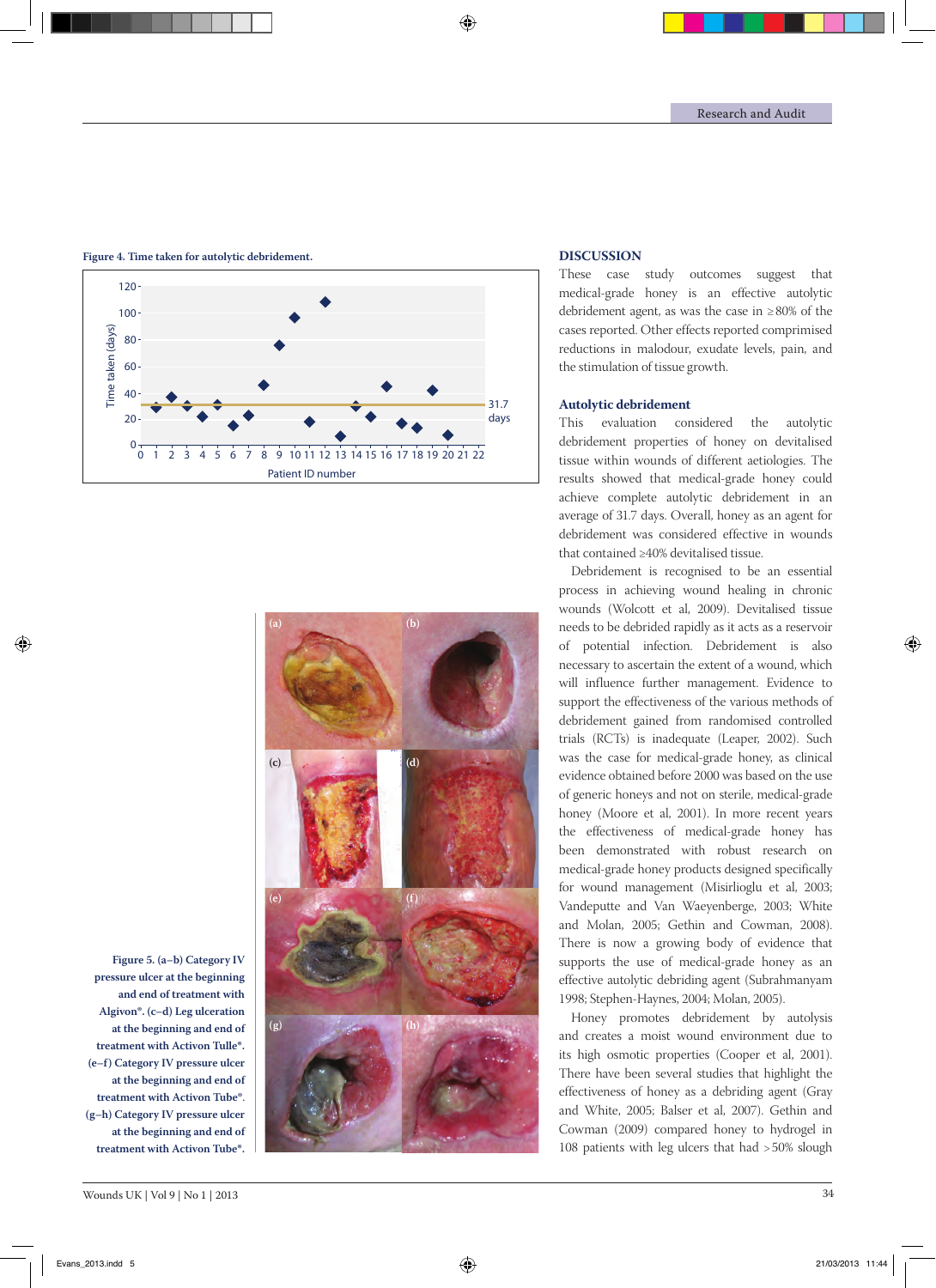**Figure 4. Time taken for autolytic debridement.**

**Figure 5.** (a–b) Category IV pressure ulcer at the beginning and end of treatment with Algivon®. (c–d) Leg ulceration at the beginning and end of treatment with Activon Tulle®. (e–f) Category IV pressure ulcer at the beginning and end of treatment with Activon Tube®. (g–h) Category IV pressure ulcer at the beginning and end of treatment with Activon Tube®.

## DISCUSSION

These case study outcomes suggest that medical-grade honey is an effective autolytic debridement agent, as was the case in ≥80% of the cases reported. Other effects reported comprimised reductions in malodour, exudate levels, pain, and the stimulation of tissue growth.

### Autolytic debridement

This evaluation considered the autolytic debridement properties of honey on devitalised tissue within wounds of different aetiologies. The results showed that medical-grade honey could achieve complete autolytic debridement in an average of 31.7 days. Overall, honey as an agent for debridement was considered effective in wounds that contained ≥40% devitalised tissue.

Debridement is recognised to be an essential process in achieving wound healing in chronic wounds (Wolcott et al, 2009). Devitalised tissue needs to be debrided rapidly as it acts as a reservoir of potential infection. Debridement is also necessary to ascertain the extent of a wound, which will influence further management. Evidence to support the effectiveness of the various methods of debridement gained from randomised controlled trials (RCTs) is inadequate (Leaper, 2002). Such was the case for medical-grade honey, as clinical evidence obtained before 2000 was based on the use of generic honeys and not on sterile, medical-grade honey (Moore et al, 2001). In more recent years the effectiveness of medical-grade honey has been demonstrated with robust research on medical-grade honey products designed specifically for wound management (Misirlioglu et al, 2003; Vandeputte and Van Waeyenberge, 2003; White and Molan, 2005; Gethin and Cowman, 2008). There is now a growing body of evidence that supports the use of medical-grade honey as an effective autolytic debriding agent (Subrahmanyam 1998; Stephen-Haynes, 2004; Molan, 2005).

Honey promotes debridement by autolysis and creates a moist wound environment due to its high osmotic properties (Cooper et al, 2001). There have been several studies that highlight the effectiveness of honey as a debriding agent (Gray and White, 2005; Balser et al, 2007). Gethin and Cowman (2009) compared honey to hydrogel in 108 patients with leg ulcers that had >50% slough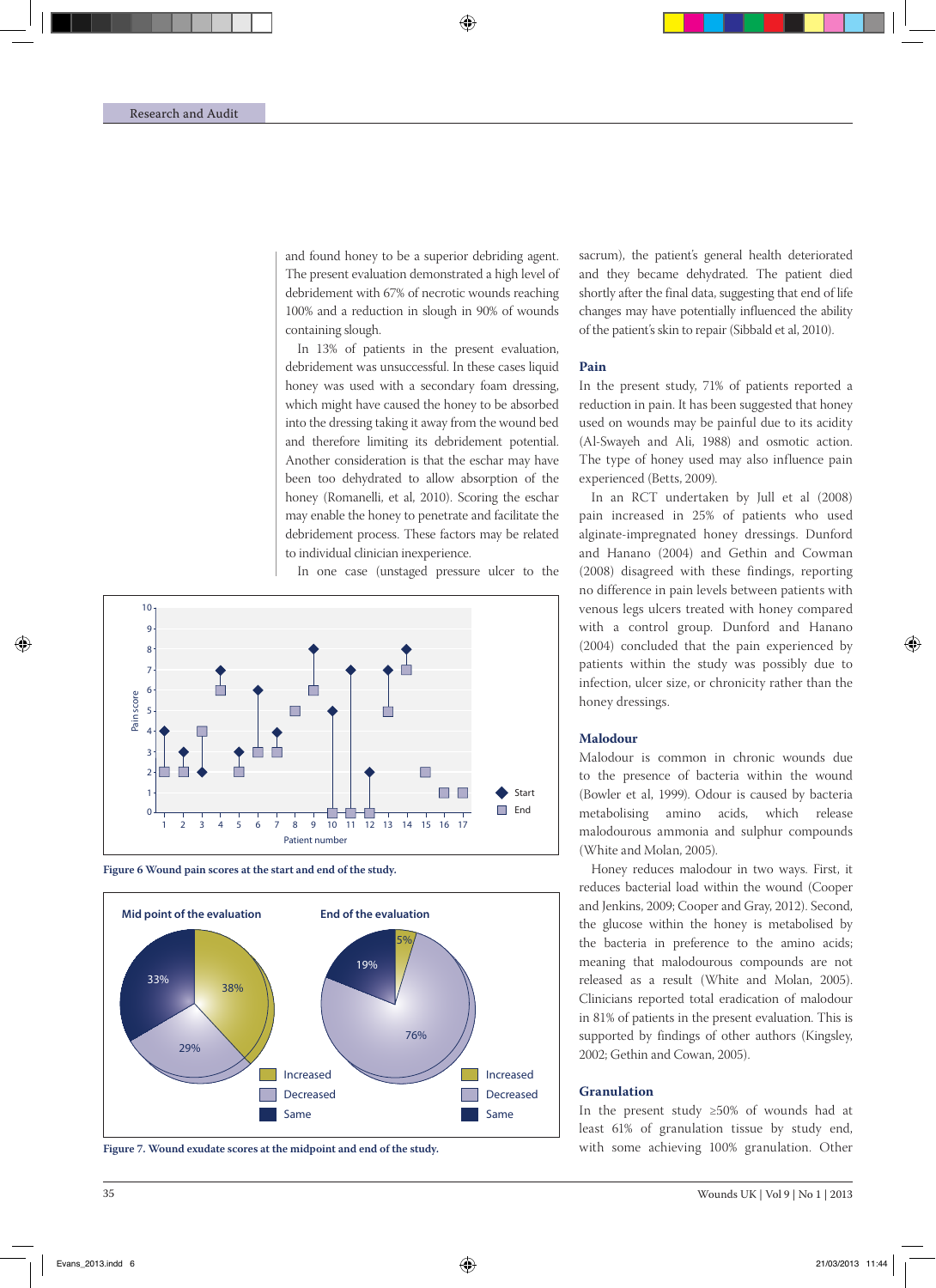and found honey to be a superior debriding agent. The present evaluation demonstrated a high level of debridement with 67% of necrotic wounds reaching 100% and a reduction in slough in 90% of wounds containing slough.

In 13% of patients in the present evaluation, debridement was unsuccessful. In these cases liquid honey was used with a secondary foam dressing, which might have caused the honey to be absorbed into the dressing taking it away from the wound bed and therefore limiting its debridement potential. Another consideration is that the eschar may have been too dehydrated to allow absorption of the honey (Romanelli, et al, 2010). Scoring the eschar may enable the honey to penetrate and facilitate the debridement process. These factors may be related to individual clinician inexperience.

In one case (unstaged pressure ulcer to the sacrum), the patient's general health deteriorated and they became dehydrated. The patient died shortly after the final data, suggesting that end of life changes may have potentially influenced the ability of the patient's skin to repair (Sibbald et al, 2010).

Figure 6 Wound pain scores at the start and end of the study.

Figure 7. Wound exudate scores at the midpoint and end of the study.

## Pain

In the present study, 71% of patients reported a reduction in pain. It has been suggested that honey used on wounds may be painful due to its acidity (Al-Swayeh and Ali, 1988) and osmotic action. The type of honey used may also influence pain experienced (Betts, 2009).

In an RCT undertaken by Jull et al (2008) pain increased in 25% of patients who used alginate-impregnated honey dressings. Dunford and Hanano (2004) and Gethin and Cowman (2008) disagreed with these findings, reporting no difference in pain levels between patients with venous legs ulcers treated with honey compared with a control group. Dunford and Hanano (2004) concluded that the pain experienced by patients within the study was possibly due to infection, ulcer size, or chronicity rather than the honey dressings.

## Malodour

Malodour is common in chronic wounds due to the presence of bacteria within the wound (Bowler et al, 1999). Odour is caused by bacteria metabolising amino acids, which release malodourous ammonia and sulphur compounds (White and Molan, 2005).

Honey reduces malodour in two ways. First, it reduces bacterial load within the wound (Cooper and Jenkins, 2009; Cooper and Gray, 2012). Second, the glucose within the honey is metabolised by the bacteria in preference to the amino acids; meaning that malodourous compounds are not released as a result (White and Molan, 2005). Clinicians reported total eradication of malodour in 81% of patients in the present evaluation. This is supported by findings of other authors (Kingsley, 2002; Gethin and Cowan, 2005).

## Granulation

In the present study ≥50% of wounds had at least 61% of granulation tissue by study end, with some achieving 100% granulation. Other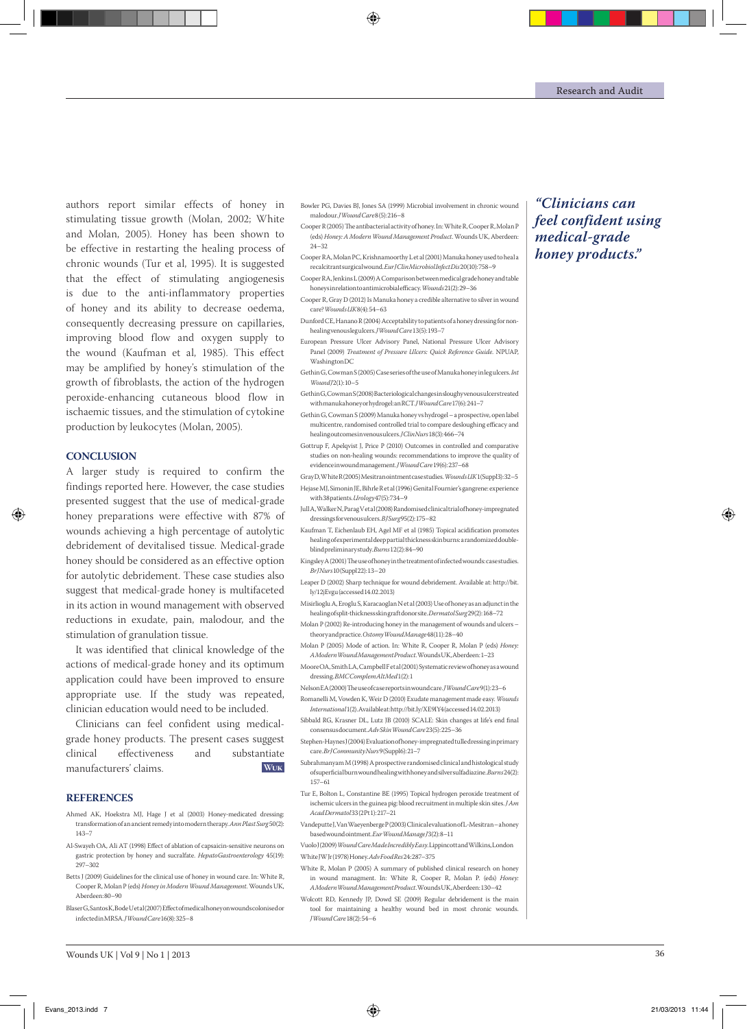authors report similar effects of honey in stimulating tissue growth (Molan, 2002; White and Molan, 2005). Honey has been shown to be effective in restarting the healing process of chronic wounds (Tur et al, 1995). It is suggested that the effect of stimulating angiogenesis is due to the anti-inflammatory properties of honey and its ability to decrease oedema, consequently decreasing pressure on capillaries, improving blood flow and oxygen supply to the wound (Kaufman et al, 1985). This effect may be amplified by honey's stimulation of the growth of fibroblasts, the action of the hydrogen peroxide-enhancing cutaneous blood flow in ischaemic tissues, and the stimulation of cytokine production by leukocytes (Molan, 2005).

## CONCLUSION

A larger study is required to confirm the findings reported here. However, the case studies presented suggest that the use of medical-grade honey preparations were effective with 87% of wounds achieving a high percentage of autolytic debridement of devitalised tissue. Medical-grade honey should be considered as an effective option for autolytic debridement. These case studies also suggest that medical-grade honey is multifaceted in its action in wound management with observed reductions in exudate, pain, malodour, and the stimulation of granulation tissue.

It was identified that clinical knowledge of the actions of medical-grade honey and its optimum application could have been improved to ensure appropriate use. If the study was repeated, clinician education would need to be included.

Clinicians can feel confident using medical-grade honey products. The present cases suggest clinical effectiveness and substantiate manufacturers' claims. **WUK**

## REFERENCES

Ahmed AK, Hoekstra MJ, Hage J et al (2003) Honey-medicated dressing: transformation of an ancient remedy into modern therapy. *Ann Plast Surg* 50(2): 143–7

Al-Swayeh OA, Ali AT (1998) Effect of ablation of capsaicin-sensitive neurons on gastric protection by honey and sucralfate. *HepatoGastroenterology* 45(19): 297–302

Betts J (2009) Guidelines for the clinical use of honey in wound care. In: White R, Cooper R, Molan P (eds) *Honey in Modern Wound Management*. Wounds UK, Aberdeen: 80–90

Blaser G, Santos K, Bode U et al (2007) Effect of medical honey on wounds colonised or infected in MRSA. *J Wound Care* 16(8): 325–8

Bowler PG, Davies BJ, Jones SA (1999) Microbial involvement in chronic wound malodour. *J Wound Care* 8(5): 216–8

Cooper R (2005) The antibacterial activity of honey. In: White R, Cooper R, Molan P (eds) *Honey: A Modern Wound Management Product*. Wounds UK, Aberdeen: 24–32

Cooper RA, Molan PC, Krishnamoorthy L et al (2001) Manuka honey used to heal a recalcitrant surgical wound. *Eur J Clin Microbiol Infect Dis* 20(10): 758–9

Cooper RA, Jenkins L (2009) A Comparison between medical grade honey and table honeys in relation to antimicrobial efficacy. *Wounds* 21(2): 29–36

Cooper R, Gray D (2012) Is Manuka honey a credible alternative to silver in wound care? *Wounds UK* 8(4): 54–63

Dunford CE, Hanano R (2004) Acceptability to patients of a honey dressing for non-healing venous leg ulcers. *J Wound Care* 13(5): 193–7

European Pressure Ulcer Advisory Panel, National Pressure Ulcer Advisory Panel (2009) *Treatment of Pressure Ulcers: Quick Reference Guide*. NPUAP, Washington DC

Gethin G, Cowman S (2005) Case series of the use of Manuka honey in leg ulcers. *Int Wound J* 2(1): 10–5

Gethin G, Cowman S (2008) Bacteriological changes in sloughy venous ulcers treated with manuka honey or hydrogel: an RCT. *J Wound Care* 17(6): 241–7

Gethin G, Cowman S (2009) Manuka honey vs hydrogel – a prospective, open label multicentre, randomised controlled trial to compare desloughing efficacy and healing outcomes in venous ulcers. *J Clin Nurs* 18(3): 466–74

Gottrup F, Apelqvist J, Price P (2010) Outcomes in controlled and comparative studies on non-healing wounds: recommendations to improve the quality of evidence in wound management. *J Wound Care* 19(6): 237–68

Gray D, White R (2005) Mesitran ointment case studies. *Wounds UK* 1(Suppl3): 32–5

Hejase MJ, Simonin JE, Bihrle R et al (1996) Genital Fournier's gangrene: experience with 38 patients. *Urology* 47(5): 734–9

Jull A, Walker N, Parag V et al (2008) Randomised clinical trial of honey-impregnated dressings for venous ulcers. *BJ Surg* 95(2): 175–82

Kaufman T, Eichenlaub EH, Agel MF et al (1985) Topical acidification promotes healing of experimental deep partial thickness skin burns: a randomized double-blind preliminary study. *Burns* 12(2): 84–90

Kingsley A (2001) The use of honey in the treatment of infected wounds: case studies. *Br J Nurs* 10(Suppl22): 13–20

Leaper D (2002) Sharp technique for wound debridement. Available at: http://bit.ly/12Evgu (accessed 14.02.2013)

Misirlioglu A, Eroglu S, Karacaoglan N et al (2003) Use of honey as an adjunct in the healing of split-thickness skin graft donor site. *Dermatol Surg* 29(2): 168–72

Molan P (2002) Re-introducing honey in the management of wounds and ulcers – theory and practice. *Ostomy Wound Manage* 48(11): 28–40

Molan P (2005) Mode of action. In: White R, Cooper R, Molan P (eds) *Honey: A Modern Wound Management Product*. Wounds UK, Aberdeen: 1–23

Moore OA, Smith LA, Campbell F et al (2001) Systematic review of honey as a wound dressing. *BMC Complem Alt Med* 1(2): 1

Nelson EA (2000) The use of case reports in wound care. *J Wound Care* 9(1): 23–6

Romanelli M, Vowden K, Weir D (2010) Exudate management made easy. *Wounds International* 1(2). Available at: http://bit.ly/XE9IY4 (accessed 14.02.2013)

Sibbald RG, Krasner DL, Lutz JB (2010) SCALE: Skin changes at life's end final consensus document. *Adv Skin Wound Care* 23(5): 225–36

Stephen-Haynes J (2004) Evaluation of honey-impregnated tulle dressing in primary care. *Br J Community Nurs* 9(Suppl6): 21–7

Subrahmanyam M (1998) A prospective randomised clinical and histological study of superficial burn wound healing with honey and silver sulfadiazine. *Burns* 24(2): 157–61

Tur E, Bolton L, Constantine BE (1995) Topical hydrogen peroxide treatment of ischemic ulcers in the guinea pig: blood recruitment in multiple skin sites. *J Am Acad Dermatol* 33(2 Pt 1): 217–21

Vandeputte J, Van Waeyenberge P (2003) Clinical evaluation of L-Mesitran – a honey based wound ointment. *Eur Wound Manage J* 3(2): 8–11

Vuolo J (2009) *Wound Care Made Incredibly Easy*. Lippincott and Wilkins, London

White JW Jr (1978) Honey. *Adv Food Res* 24: 287–375

White R, Molan P (2005) A summary of published clinical research on honey in wound managment. In: White R, Cooper R, Molan P. (eds) *Honey: A Modern Wound Management Product*. Wounds UK, Aberdeen: 130–42

Wolcott RD, Kennedy JP, Dowd SE (2009) Regular debridement is the main tool for maintaining a healthy wound bed in most chronic wounds. *J Wound Care* 18(2): 54–6

*"Clinicians can feel confident using medical-grade honey products."*